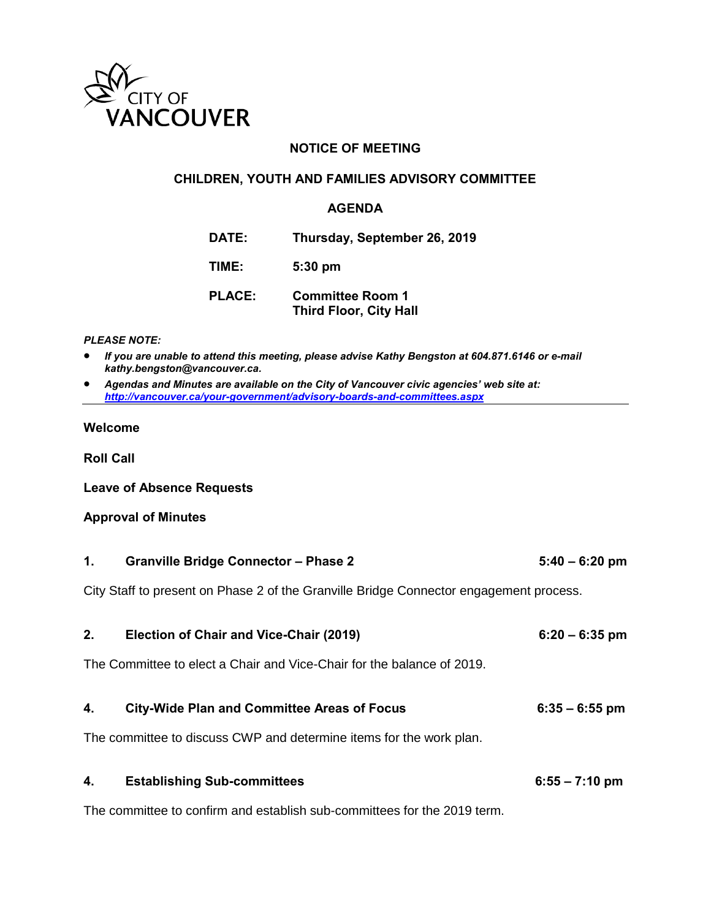CITY OF VANCOUVER

# NOTICE OF MEETING

## CHILDREN, YOUTH AND FAMILIES ADVISORY COMMITTEE

## AGENDA

| | |
|---|---|
| **DATE:** | **Thursday, September 26, 2019** |
| **TIME:** | **5:30 pm** |
| **PLACE:** | **Committee Room 1<br>Third Floor, City Hall** |

***PLEASE NOTE:***

- ***If you are unable to attend this meeting, please advise Kathy Bengston at 604.871.6146 or e-mail kathy.bengston@vancouver.ca.***
- ***Agendas and Minutes are available on the City of Vancouver civic agencies' web site at: http://vancouver.ca/your-government/advisory-boards-and-committees.aspx***

---

**Welcome**

**Roll Call**

**Leave of Absence Requests**

**Approval of Minutes**

### 1. Granville Bridge Connector – Phase 2 — 5:40 – 6:20 pm

City Staff to present on Phase 2 of the Granville Bridge Connector engagement process.

### 2. Election of Chair and Vice-Chair (2019) — 6:20 – 6:35 pm

The Committee to elect a Chair and Vice-Chair for the balance of 2019.

### 4. City-Wide Plan and Committee Areas of Focus — 6:35 – 6:55 pm

The committee to discuss CWP and determine items for the work plan.

### 4. Establishing Sub-committees — 6:55 – 7:10 pm

The committee to confirm and establish sub-committees for the 2019 term.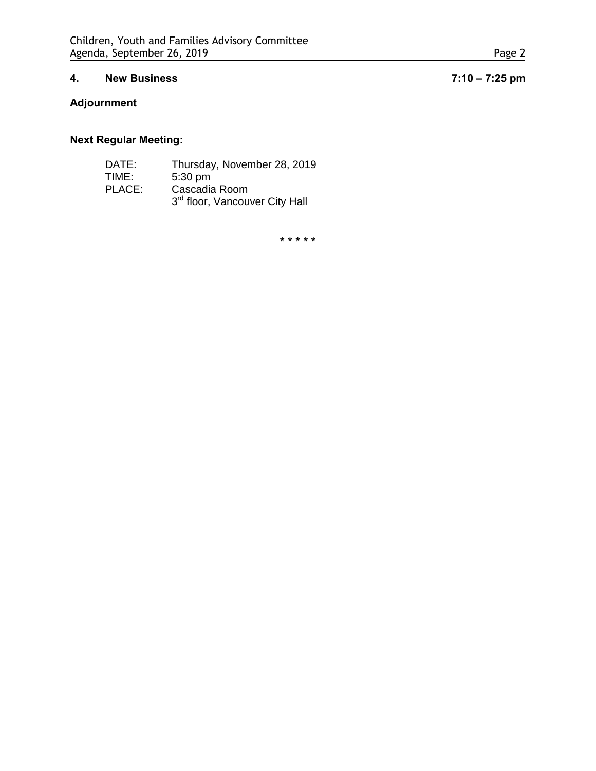## 4. New Business 7:10 – 7:25 pm

## Adjournment

### Next Regular Meeting:

DATE: Thursday, November 28, 2019
TIME: 5:30 pm
PLACE: Cascadia Room
3rd floor, Vancouver City Hall

\* \* \* \* \*